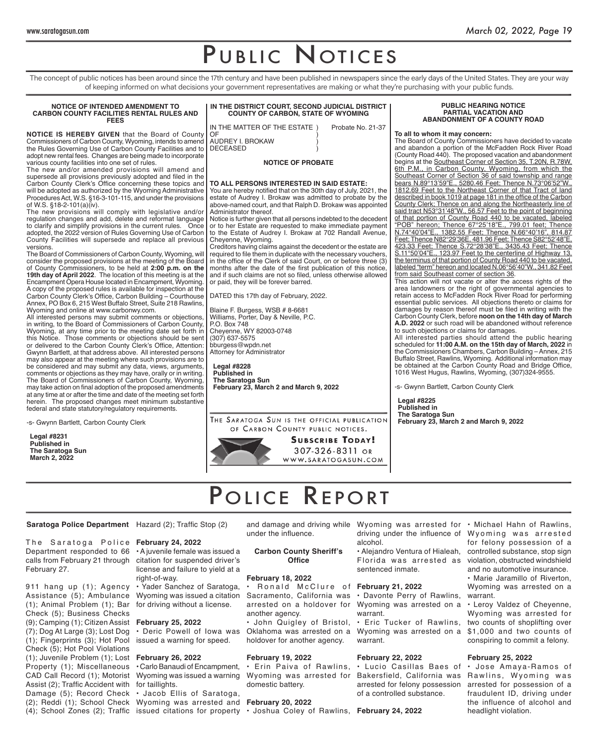# Public Notices

The concept of public notices has been around since the 17th century and have been published in newspapers since the early days of the United States. They are your way of keeping informed on what decisions your government representatives are making or what they're purchasing with your public funds.

### NOTICE OF INTENDED AMENDMENT TO CARBON COUNTY FACILITIES RENTAL RULES AND FEES

**NOTICE IS HEREBY GIVEN** that the Board of County Commissioners of Carbon County, Wyoming, intends to amend the Rules Governing Use of Carbon County Facilities and to adopt new rental fees. Changes are being made to incorporate various county facilities into one set of rules.

The new and/or amended provisions will amend and supersede all provisions previously adopted and filed in the Carbon County Clerk's Office concerning these topics and will be adopted as authorized by the Wyoming Administrative Procedures Act, W.S. §16-3-101-115, and under the provisions of W.S. §18-2-101(a)(iv).

The new provisions will comply with legislative and/or regulation changes and add, delete and reformat language to clarify and simplify provisions in the current rules. Once adopted, the 2022 version of Rules Governing Use of Carbon County Facilities will supersede and replace all previous versions.

The Board of Commissioners of Carbon County, Wyoming, will consider the proposed provisions at the meeting of the Board of County Commissioners, to be held at **2:00 p.m. on the 19th day of April 2022**. The location of this meeting is at the Encampment Opera House located in Encampment, Wyoming. A copy of the proposed rules is available for inspection at the Carbon County Clerk's Office, Carbon Building – Courthouse Annex, PO Box 6, 215 West Buffalo Street, Suite 218 Rawlins, Wyoming and online at www.carbonwy.com.

All interested persons may submit comments or objections, in writing, to the Board of Commissioners of Carbon County, Wyoming, at any time prior to the meeting date set forth in this Notice. Those comments or objections should be sent or delivered to the Carbon County Clerk's Office, Attention: Gwynn Bartlett, at that address above. All interested persons may also appear at the meeting where such provisions are to be considered and may submit any data, views, arguments, comments or objections as they may have, orally or in writing. The Board of Commissioners of Carbon County, Wyoming, may take action on final adoption of the proposed amendments at any time at or after the time and date of the meeting set forth herein. The proposed changes meet minimum substantive federal and state statutory/regulatory requirements.

-s- Gwynn Bartlett, Carbon County Clerk

**Legal #8231**
**Published in**
**The Saratoga Sun**
**March 2, 2022**

### IN THE DISTRICT COURT, SECOND JUDICIAL DISTRICT COUNTY OF CARBON, STATE OF WYOMING

IN THE MATTER OF THE ESTATE )    Probate No. 21-37
OF )
AUDREY I. BROKAW )
DECEASED )

**NOTICE OF PROBATE**

**TO ALL PERSONS INTERESTED IN SAID ESTATE:**
You are hereby notified that on the 30th day of July, 2021, the estate of Audrey I. Brokaw was admitted to probate by the above-named court, and that Ralph D. Brokaw was appointed Administrator thereof.

Notice is further given that all persons indebted to the decedent or to her Estate are requested to make immediate payment to the Estate of Audrey I. Brokaw at 702 Randall Avenue, Cheyenne, Wyoming.

Creditors having claims against the decedent or the estate are required to file them in duplicate with the necessary vouchers, in the office of the Clerk of said Court, on or before three (3) months after the date of the first publication of this notice, and if such claims are not so filed, unless otherwise allowed or paid, they will be forever barred.

DATED this 17th day of February, 2022.

Blaine F. Burgess, WSB # 8-6681
Williams, Porter, Day & Neville, P.C.
P.O. Box 748
Cheyenne, WY 82003-0748
(307) 637-5575
bburgess@wpdn.net
Attorney for Administrator

**Legal #8228**
**Published in**
**The Saratoga Sun**
**February 23, March 2 and March 9, 2022**

The Saratoga Sun is the official publication of Carbon County public notices.

**Subscribe Today!**
307-326-8311 or
www.saratogasun.com

### PUBLIC HEARING NOTICE PARTIAL VACATION AND ABANDONMENT OF A COUNTY ROAD

**To all to whom it may concern:**
The Board of County Commissioners have decided to vacate and abandon a portion of the McFadden Rock River Road (County Road 440). The proposed vacation and abandonment begins at the Southeast Corner of Section 35, T.20N, R.78W, 6th P.M., in Carbon County, Wyoming, from which the Southeast Corner of Section 36 of said township and range bears N.89°13'59"E., 5280.46 Feet; Thence N.73°06'52"W., 1812.69 Feet to the Northeast Corner of that Tract of land described in book 1019 at page 181 in the office of the Carbon County Clerk; Thence on and along the Northeasterly line of said tract N53°31'48"W., 56.57 Feet to the point of beginning of that portion of County Road 440 to be vacated, labeled "POB" hereon; Thence 67°25'18"E., 799.01 feet; Thence N.74°40'04"E., 1382.55 Feet; Thence N.66°40'16", 814.87 Feet; Thence N82°29'36E, 481.96 Feet; Thence S82°52'48"E, 423.33 Feet; Thence S.72°28'38"E., 3435.43 Feet; Thence S.11°50'04"E., 123.97 Feet to the centerline of Highway 13, the terminus of that portion of County Road 440 to be vacated, labeled "term" hereon and located N.06°56'40"W., 341.82 Feet from said Southeast corner of section 36.

This action will not vacate or alter the access rights of the area landowners or the right of governmental agencies to retain access to McFadden Rock River Road for performing essential public services. All objections thereto or claims for damages by reason thereof must be filed in writing with the Carbon County Clerk, before **noon on the 14th day of March A.D. 2022** or such road will be abandoned without reference to such objections or claims for damages.

All interested parties should attend the public hearing scheduled for **11:00 A.M. on the 15th day of March, 2022** in the Commissioners Chambers, Carbon Building – Annex, 215 Buffalo Street, Rawlins, Wyoming. Additional information may be obtained at the Carbon County Road and Bridge Office, 1016 West Hugus, Rawlins, Wyoming, (307)324-9555.

-s- Gwynn Bartlett, Carbon County Clerk

**Legal #8225**
**Published in**
**The Saratoga Sun**
**February 23, March 2 and March 9, 2022**

# Police Report

### Saratoga Police Department

The Saratoga Police Department responded to 66 calls from February 21 through February 27.

911 hang up (1); Agency Assistance (5); Ambulance (1); Animal Problem (1); Bar Check (5); Business Checks (9); Camping (1); Citizen Assist (7); Dog At Large (3); Lost Dog (1); Fingerprints (3); Hot Pool Check (5); Hot Pool Violations (1); Juvenile Problem (1); Lost Property (1); Miscellaneous CAD Call Record (1); Motorist Assist (2); Traffic Accident with Damage (5); Record Check (2); Reddi (1); School Check (4); School Zones (2); Traffic Hazard (2); Traffic Stop (2)

**February 24, 2022**
- A juvenile female was issued a citation for suspended driver's license and failure to yield at a right-of-way.
- Yader Sanchez of Saratoga, Wyoming was issued a citation for driving without a license.

**February 25, 2022**
- Deric Powell of Iowa was issued a warning for speed.

**February 26, 2022**
- Carlo Banaudi of Encampment, Wyoming was issued a warning for taillights.
- Jacob Ellis of Saratoga, Wyoming was arrested and issued citations for property and damage and driving while under the influence.

### Carbon County Sheriff's Office

**February 18, 2022**
- Ronald McClure of Sacramento, California was arrested on a holdover for another agency.
- John Quigley of Bristol, Oklahoma was arrested on a holdover for another agency.

**February 19, 2022**
- Erin Paiva of Rawlins, Wyoming was arrested for domestic battery.

**February 20, 2022**
- Joshua Coley of Rawlins, Wyoming was arrested for driving under the influence of alcohol.
- Alejandro Ventura of Hialeah, Florida was arrested as sentenced inmate.

**February 21, 2022**
- Davonte Perry of Rawlins, Wyoming was arrested on a warrant.
- Eric Tucker of Rawlins, Wyoming was arrested on a warrant.

**February 22, 2022**
- Lucio Casillas Baes of Bakersfield, California was arrested for felony possession of a controlled substance.

**February 24, 2022**
- Michael Hahn of Rawlins, Wyoming was arrested for felony possession of a controlled substance, stop sign violation, obstructed windshield and no automotive insurance.
- Marie Jaramillo of Riverton, Wyoming was arrested on a warrant.
- Leroy Valdez of Cheyenne, Wyoming was arrested for two counts of shoplifting over $1,000 and two counts of conspiring to commit a felony.

**February 25, 2022**
- Jose Amaya-Ramos of Rawlins, Wyoming was arrested for possession of a fraudulent ID, driving under the influence of alcohol and headlight violation.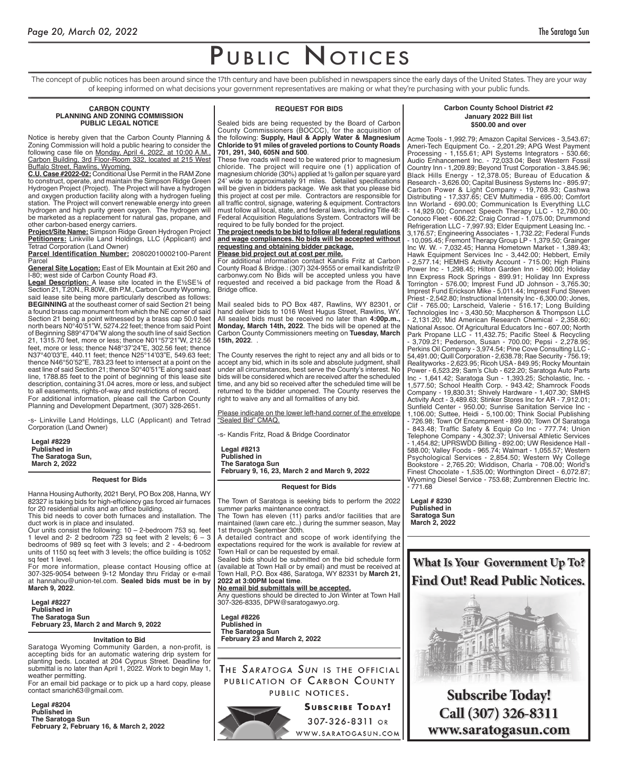# Public Notices

The concept of public notices has been around since the 17th century and have been published in newspapers since the early days of the United States. They are your way of keeping informed on what decisions your government representatives are making or what they're purchasing with your public funds.

## CARBON COUNTY PLANNING AND ZONING COMMISSION PUBLIC LEGAL NOTICE

Notice is hereby given that the Carbon County Planning & Zoning Commission will hold a public hearing to consider the following case file on Monday, April 4, 2022, at 10:00 A.M., Carbon Building, 3rd Floor-Room 332, located at 215 West Buffalo Street, Rawlins, Wyoming.

**C.U. Case #2022-02:** Conditional Use Permit in the RAM Zone to construct, operate, and maintain the Simpson Ridge Green Hydrogen Project (Project). The Project will have a hydrogen and oxygen production facility along with a hydrogen fueling station. The Project will convert renewable energy into green hydrogen and high purity green oxygen. The hydrogen will be marketed as a replacement for natural gas, propane, and other carbon-based energy carriers.

**Project/Site Name:** Simpson Ridge Green Hydrogen Project

**Petitioners:** Linkville Land Holdings, LLC (Applicant) and Tetrad Corporation (Land Owner)

**Parcel Identification Number:** 20802010002100-Parent Parcel

**General Site Location:** East of Elk Mountain at Exit 260 and I-80; west side of Carbon County Road #3.

**Legal Description:** A lease site located in the E½SE¼ of Section 21, T.20N., R.80W., 6th P.M., Carbon County Wyoming, said lease site being more particularly described as follows: **BEGINNING** at the southeast corner of said Section 21 being a found brass cap monument from which the NE corner of said Section 21 being a point witnessed by a brass cap 50.0 feet north bears N0°40'51"W, 5274.22 feet; thence from said Point of Beginning S89°47'04"W along the south line of said Section 21, 1315.70 feet, more or less; thence N01°57'21"W, 212.56 feet, more or less; thence N48°37'24"E, 302.56 feet; thence N37°40'03"E, 440.11 feet; thence N25°14'03"E, 549.63 feet; thence N46°50'52"E, 783.23 feet to intersect at a point on the east line of said Section 21; thence S0°40'51"E along said east line, 1788.85 feet to the point of beginning of this lease site description, containing 31.04 acres, more or less, and subject to all easements, rights-of-way and restrictions of record.

For additional information, please call the Carbon County Planning and Development Department, (307) 328-2651.

-s- Linkville Land Holdings, LLC (Applicant) and Tetrad Corporation (Land Owner)

**Legal #8229**
**Published in**
**The Saratoga Sun,**
**March 2, 2022**

## Request for Bids

Hanna Housing Authority, 2021 Beryl, PO Box 208, Hanna, WY 82327 is taking bids for high-efficiency gas forced air furnaces for 20 residential units and an office building.

This bid needs to cover both furnaces and installation. The duct work is in place and insulated.

Our units consist the following: 10 – 2-bedroom 753 sq. feet 1 level and 2- 2 bedroom 723 sq feet with 2 levels; 6 – 3 bedrooms of 989 sq feet with 3 levels; and 2 - 4-bedroom units of 1150 sq feet with 3 levels; the office building is 1052 sq feet 1 level.

For more information, please contact Housing office at 307-325-9054 between 9-12 Monday thru Friday or e-mail at hannahou@union-tel.com. **Sealed bids must be in by March 9, 2022**.

**Legal #8227**
**Published in**
**The Saratoga Sun**
**February 23, March 2 and March 9, 2022**

## Invitation to Bid

Saratoga Wyoming Community Garden, a non-profit, is accepting bids for an automatic watering drip system for planting beds. Located at 204 Cyprus Street. Deadline for submittal is no later than April 1, 2022. Work to begin May 1, weather permitting.

For an email bid package or to pick up a hard copy, please contact smarich63@gmail.com.

**Legal #8204**
**Published in**
**The Saratoga Sun**
**February 2, February 16, & March 2, 2022**

## REQUEST FOR BIDS

Sealed bids are being requested by the Board of Carbon County Commissioners (BOCCC), for the acquisition of the following: **Supply, Haul & Apply Water & Magnesium Chloride to 91 miles of graveled portions to County Roads 701, 291, 340, 605N and 500**.

These five roads will need to be watered prior to magnesium chloride. The project will require one (1) application of magnesium chloride (30%) applied at ½ gallon per square yard 24' wide to approximately 91 miles. Detailed specifications will be given in bidders package. We ask that you please bid this project at cost per mile. Contractors are responsible for all traffic control, signage, watering & equipment. Contractors must follow all local, state, and federal laws, including Title 48: Federal Acquisition Regulations System. Contractors will be required to be fully bonded for the project.

**The project needs to be bid to follow all federal regulations and wage compliances. No bids will be accepted without requesting and obtaining bidder package.**

**Please bid project out at cost per mile.**

For additional information contact Kandis Fritz at Carbon County Road & Bridge.: (307) 324-9555 or email kandisfritz@carbonwy.com No Bids will be accepted unless you have requested and received a bid package from the Road & Bridge office.

Mail sealed bids to PO Box 487, Rawlins, WY 82301, or hand deliver bids to 1016 West Hugus Street, Rawlins, WY. All sealed bids must be received no later than **4:00p.m., Monday, March 14th, 2022**. The bids will be opened at the Carbon County Commissioners meeting on **Tuesday, March 15th, 2022**. .

The County reserves the right to reject any and all bids or to accept any bid, which in its sole and absolute judgment, shall under all circumstances, best serve the County's interest. No bids will be considered which are received after the scheduled time, and any bid so received after the scheduled time will be returned to the bidder unopened. The County reserves the right to waive any and all formalities of any bid.

Please indicate on the lower left-hand corner of the envelope "Sealed Bid" CMAQ.

-s- Kandis Fritz, Road & Bridge Coordinator

**Legal #8213**
**Published in**
**The Saratoga Sun**
**February 9, 16, 23, March 2 and March 9, 2022**

## Request for Bids

The Town of Saratoga is seeking bids to perform the 2022 summer parks maintenance contract.

The Town has eleven (11) parks and/or facilities that are maintained (lawn care etc..) during the summer season, May 1st through September 30th.

A detailed contract and scope of work identifying the expectations required for the work is available for review at Town Hall or can be requested by email.

Sealed bids should be submitted on the bid schedule form (available at Town Hall or by email) and must be received at Town Hall, P.O. Box 486, Saratoga, WY 82331 by **March 21, 2022 at 3:00PM local time**.

**No email bid submittals will be accepted.**

Any questions should be directed to Jon Winter at Town Hall 307-326-8335, DPW@saratogawyo.org.

**Legal #8226**
**Published in**
**The Saratoga Sun**
**February 23 and March 2, 2022**

THE SARATOGA SUN IS THE OFFICIAL PUBLICATION OF CARBON COUNTY PUBLIC NOTICES.

SUBSCRIBE TODAY!
307-326-8311 OR
WWW.SARATOGASUN.COM

## Carbon County School District #2 January 2022 Bill list $500.00 and over

Acme Tools - 1,992.79; Amazon Capital Services - 3,543.67; Ameri-Tech Equipment Co. - 2,201.29; APG West Payment Processing - 1,155.61; API Systems Integrators - 530.66; Audio Enhancement Inc. - 72,033.04; Best Western Fossil Country Inn - 1,209.89; Beyond Trust Corporation - 3,845.96; Black Hills Energy - 12,378.05; Bureau of Education & Research - 3,626.00; Capital Business Systems Inc - 895.97; Carbon Power & Light Company - 19,708.93; Cashwa Distributing - 17,337.65; CEV Multimedia - 695.00; Comfort Inn Worland - 690.00; Communication Is Everything LLC - 14,929.00; Connect Speech Therapy LLC - 12,780.00; Conoco Fleet - 606.22; Craig Conrad - 1,075.00; Drummond Refrigeration LLC - 7,997.93; Elder Equipment Leasing Inc. - 3,176.57; Engineering Associates - 1,732.22; Federal Funds - 10,095.45; Fremont Therapy Group LP - 1,379.50; Grainger Inc W. W. - 7,032.45; Hanna Hometown Market - 1,389.43; Hawk Equipment Services Inc - 3,442.00; Hebbert, Emily - 2,577.14; HEMHS Activity Account - 715.00; High Plains Power Inc - 1,298.45; Hilton Garden Inn - 960.00; Holiday Inn Express Rock Springs - 899.91; Holiday Inn Express Torrington - 576.00; Imprest Fund JD Johnson - 3,765.30; Imprest Fund Erickson Mike - 5,011.44; Imprest Fund Steven Priest - 2,542.80; Instructional Intensity Inc - 6,300.00; Jones, Clif - 765.00; Larscheid, Valerie - 516.17; Long Building Technologies Inc - 3,430.50; Macpherson & Thompson LLC - 2,131.20; Mid American Research Chemical - 2,358.60; National Assoc. Of Agricultural Educators Inc - 607.00; North Park Propane LLC - 11,432.75; Pacific Steel & Recycling - 3,709.21; Pederson, Susan - 700.00; Pepsi - 2,278.95; Perkins Oil Company - 3,974.54; Pine Cove Consulting LLC - 54,491.00; Quill Corporation - 2,638.78; Rae Security - 756.19; Realityworks - 2,623.95; Ricoh USA - 849.95; Rocky Mountain Power - 6,523.29; Sam's Club - 622.20; Saratoga Auto Parts Inc - 1,641.42; Saratoga Sun - 1,393.25; Scholastic, Inc. - 1,577.50; School Health Corp. - 943.42; Shamrock Foods Company - 19,830.31; Shively Hardware - 1,407.30; SMHS Activity Acct - 3,489.63; Stinker Stores Inc for AR - 7,912.01; Sunfield Center - 950.00; Sunrise Sanitation Service Inc - 1,106.00; Suttee, Heidi - 5,100.00; Think Social Publishing - 726.98; Town Of Encampment - 899.00; Town Of Saratoga - 843.48; Traffic Safety & Equip Co Inc - 777.74; Union Telephone Company - 4,302.37; Universal Athletic Services - 1,454.82; UPRSWDD Billing - 892.00; UW Residence Hall - 588.00; Valley Foods - 965.74; Walmart - 1,055.57; Western Psychological Services - 2,854.50; Western Wy College Bookstore - 2,765.20; Widdison, Charla - 708.00; World's Finest Chocolate - 1,535.00; Worthington Direct - 6,072.87; Wyoming Diesel Service - 753.68; Zumbrennen Electric Inc. - 771.68

**Legal # 8230**
**Published in**
**Saratoga Sun**
**March 2, 2022**

**What Is Your Government Up To?**
**Find Out! Read Public Notices.**

**Subscribe Today!**
**Call (307) 326-8311**
**www.saratogasun.com**